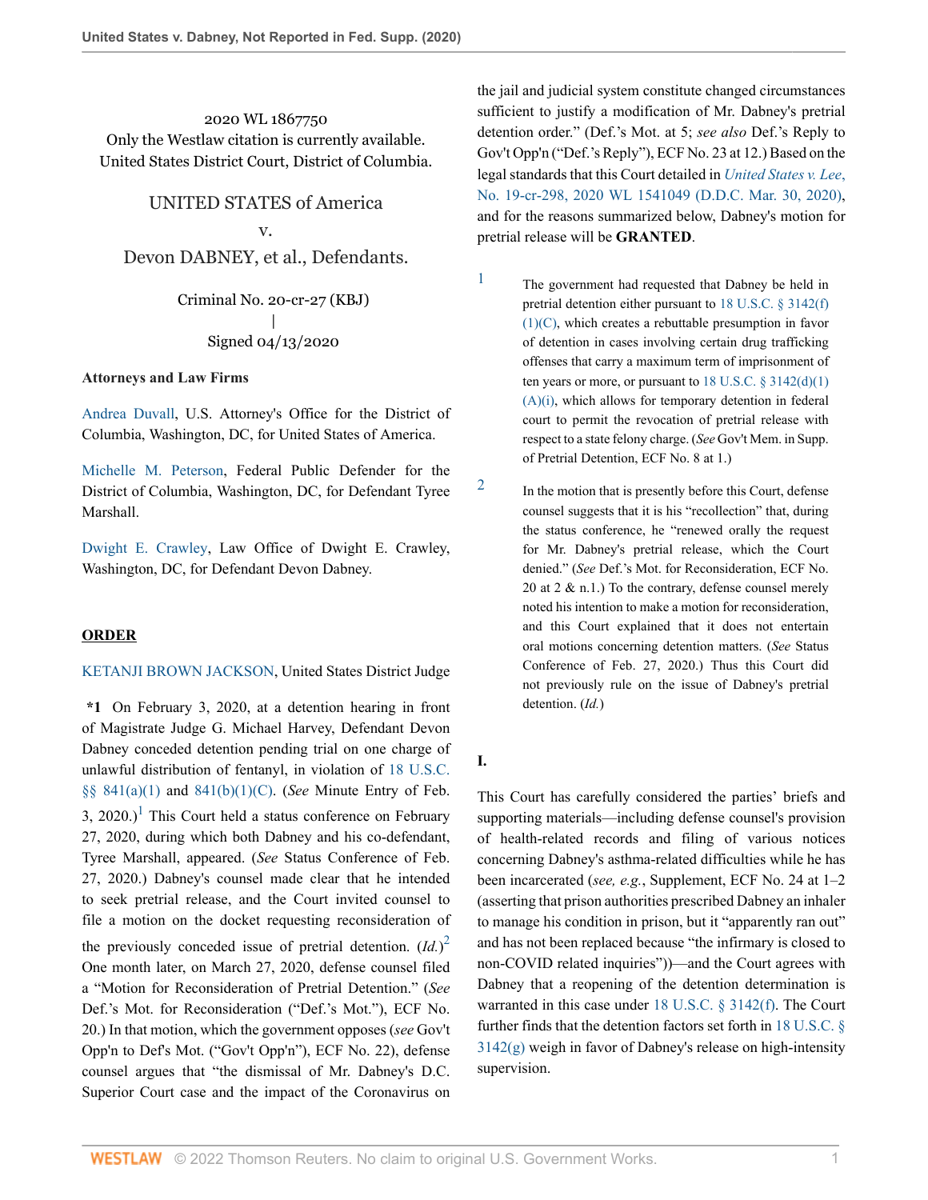2020 WL 1867750
Only the Westlaw citation is currently available.
United States District Court, District of Columbia.

UNITED STATES of America
v.
Devon DABNEY, et al., Defendants.

Criminal No. 20-cr-27 (KBJ)
|
Signed 04/13/2020

**Attorneys and Law Firms**

Andrea Duvall, U.S. Attorney's Office for the District of Columbia, Washington, DC, for United States of America.

Michelle M. Peterson, Federal Public Defender for the District of Columbia, Washington, DC, for Defendant Tyree Marshall.

Dwight E. Crawley, Law Office of Dwight E. Crawley, Washington, DC, for Defendant Devon Dabney.

**ORDER**

KETANJI BROWN JACKSON, United States District Judge

**\*1** On February 3, 2020, at a detention hearing in front of Magistrate Judge G. Michael Harvey, Defendant Devon Dabney conceded detention pending trial on one charge of unlawful distribution of fentanyl, in violation of 18 U.S.C. §§ 841(a)(1) and 841(b)(1)(C). (*See* Minute Entry of Feb. 3, 2020.)[1] This Court held a status conference on February 27, 2020, during which both Dabney and his co-defendant, Tyree Marshall, appeared. (*See* Status Conference of Feb. 27, 2020.) Dabney's counsel made clear that he intended to seek pretrial release, and the Court invited counsel to file a motion on the docket requesting reconsideration of the previously conceded issue of pretrial detention. (*Id.*)[2] One month later, on March 27, 2020, defense counsel filed a "Motion for Reconsideration of Pretrial Detention." (*See* Def.'s Mot. for Reconsideration ("Def.'s Mot."), ECF No. 20.) In that motion, which the government opposes (*see* Gov't Opp'n to Def's Mot. ("Gov't Opp'n"), ECF No. 22), defense counsel argues that "the dismissal of Mr. Dabney's D.C. Superior Court case and the impact of the Coronavirus on the jail and judicial system constitute changed circumstances sufficient to justify a modification of Mr. Dabney's pretrial detention order." (Def.'s Mot. at 5; *see also* Def.'s Reply to Gov't Opp'n ("Def.'s Reply"), ECF No. 23 at 12.) Based on the legal standards that this Court detailed in *United States v. Lee*, No. 19-cr-298, 2020 WL 1541049 (D.D.C. Mar. 30, 2020), and for the reasons summarized below, Dabney's motion for pretrial release will be **GRANTED**.

1. The government had requested that Dabney be held in pretrial detention either pursuant to 18 U.S.C. § 3142(f)(1)(C), which creates a rebuttable presumption in favor of detention in cases involving certain drug trafficking offenses that carry a maximum term of imprisonment of ten years or more, or pursuant to 18 U.S.C. § 3142(d)(1)(A)(i), which allows for temporary detention in federal court to permit the revocation of pretrial release with respect to a state felony charge. (*See* Gov't Mem. in Supp. of Pretrial Detention, ECF No. 8 at 1.)

2. In the motion that is presently before this Court, defense counsel suggests that it is his "recollection" that, during the status conference, he "renewed orally the request for Mr. Dabney's pretrial release, which the Court denied." (*See* Def.'s Mot. for Reconsideration, ECF No. 20 at 2 & n.1.) To the contrary, defense counsel merely noted his intention to make a motion for reconsideration, and this Court explained that it does not entertain oral motions concerning detention matters. (*See* Status Conference of Feb. 27, 2020.) Thus this Court did not previously rule on the issue of Dabney's pretrial detention. (*Id.*)

## I.

This Court has carefully considered the parties' briefs and supporting materials—including defense counsel's provision of health-related records and filing of various notices concerning Dabney's asthma-related difficulties while he has been incarcerated (*see, e.g.*, Supplement, ECF No. 24 at 1–2 (asserting that prison authorities prescribed Dabney an inhaler to manage his condition in prison, but it "apparently ran out" and has not been replaced because "the infirmary is closed to non-COVID related inquiries"))—and the Court agrees with Dabney that a reopening of the detention determination is warranted in this case under 18 U.S.C. § 3142(f). The Court further finds that the detention factors set forth in 18 U.S.C. § 3142(g) weigh in favor of Dabney's release on high-intensity supervision.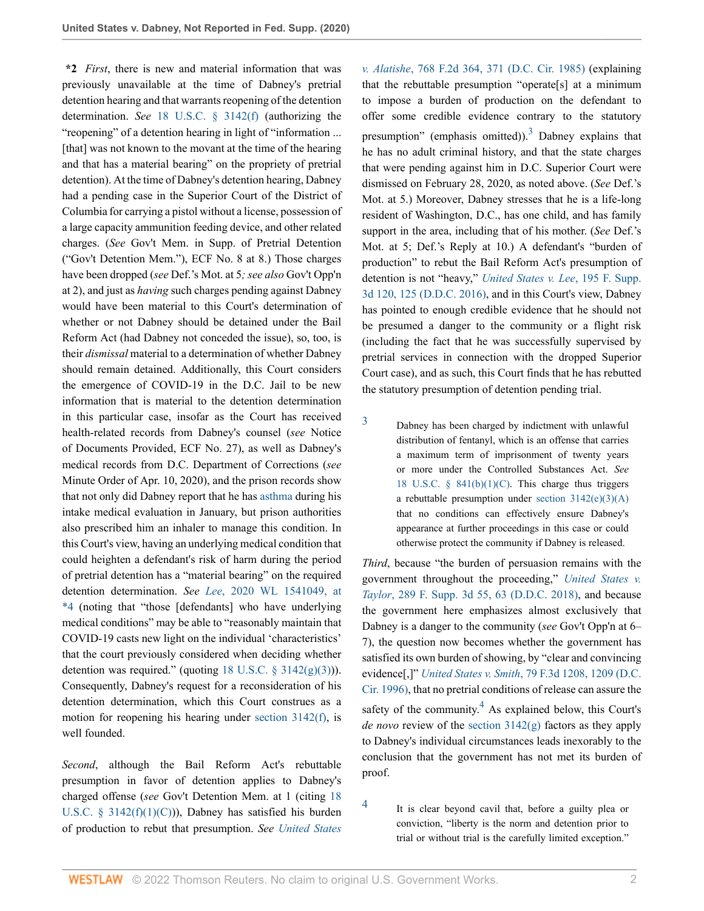**\*2** *First*, there is new and material information that was previously unavailable at the time of Dabney's pretrial detention hearing and that warrants reopening of the detention determination. *See* 18 U.S.C. § 3142(f) (authorizing the "reopening" of a detention hearing in light of "information ... [that] was not known to the movant at the time of the hearing and that has a material bearing" on the propriety of pretrial detention). At the time of Dabney's detention hearing, Dabney had a pending case in the Superior Court of the District of Columbia for carrying a pistol without a license, possession of a large capacity ammunition feeding device, and other related charges. (*See* Gov't Mem. in Supp. of Pretrial Detention ("Gov't Detention Mem."), ECF No. 8 at 8.) Those charges have been dropped (*see* Def.'s Mot. at 5*; see also* Gov't Opp'n at 2), and just as *having* such charges pending against Dabney would have been material to this Court's determination of whether or not Dabney should be detained under the Bail Reform Act (had Dabney not conceded the issue), so, too, is their *dismissal* material to a determination of whether Dabney should remain detained. Additionally, this Court considers the emergence of COVID-19 in the D.C. Jail to be new information that is material to the detention determination in this particular case, insofar as the Court has received health-related records from Dabney's counsel (*see* Notice of Documents Provided, ECF No. 27), as well as Dabney's medical records from D.C. Department of Corrections (*see* Minute Order of Apr. 10, 2020), and the prison records show that not only did Dabney report that he has asthma during his intake medical evaluation in January, but prison authorities also prescribed him an inhaler to manage this condition. In this Court's view, having an underlying medical condition that could heighten a defendant's risk of harm during the period of pretrial detention has a "material bearing" on the required detention determination. *See* *Lee*, 2020 WL 1541049, at \*4 (noting that "those [defendants] who have underlying medical conditions" may be able to "reasonably maintain that COVID-19 casts new light on the individual 'characteristics' that the court previously considered when deciding whether detention was required." (quoting 18 U.S.C. § 3142(g)(3))). Consequently, Dabney's request for a reconsideration of his detention determination, which this Court construes as a motion for reopening his hearing under section 3142(f), is well founded.

*Second*, although the Bail Reform Act's rebuttable presumption in favor of detention applies to Dabney's charged offense (*see* Gov't Detention Mem. at 1 (citing 18 U.S.C. § 3142(f)(1)(C))), Dabney has satisfied his burden of production to rebut that presumption. *See* *United States v. Alatishe*, 768 F.2d 364, 371 (D.C. Cir. 1985) (explaining that the rebuttable presumption "operate[s] at a minimum to impose a burden of production on the defendant to offer some credible evidence contrary to the statutory presumption" (emphasis omitted)).[3] Dabney explains that he has no adult criminal history, and that the state charges that were pending against him in D.C. Superior Court were dismissed on February 28, 2020, as noted above. (*See* Def.'s Mot. at 5.) Moreover, Dabney stresses that he is a life-long resident of Washington, D.C., has one child, and has family support in the area, including that of his mother. (*See* Def.'s Mot. at 5; Def.'s Reply at 10.) A defendant's "burden of production" to rebut the Bail Reform Act's presumption of detention is not "heavy," *United States v. Lee*, 195 F. Supp. 3d 120, 125 (D.D.C. 2016), and in this Court's view, Dabney has pointed to enough credible evidence that he should not be presumed a danger to the community or a flight risk (including the fact that he was successfully supervised by pretrial services in connection with the dropped Superior Court case), and as such, this Court finds that he has rebutted the statutory presumption of detention pending trial.

[3] Dabney has been charged by indictment with unlawful distribution of fentanyl, which is an offense that carries a maximum term of imprisonment of twenty years or more under the Controlled Substances Act. *See* 18 U.S.C. § 841(b)(1)(C). This charge thus triggers a rebuttable presumption under section 3142(e)(3)(A) that no conditions can effectively ensure Dabney's appearance at further proceedings in this case or could otherwise protect the community if Dabney is released.

*Third*, because "the burden of persuasion remains with the government throughout the proceeding," *United States v. Taylor*, 289 F. Supp. 3d 55, 63 (D.D.C. 2018), and because the government here emphasizes almost exclusively that Dabney is a danger to the community (*see* Gov't Opp'n at 6–7), the question now becomes whether the government has satisfied its own burden of showing, by "clear and convincing evidence[,]" *United States v. Smith*, 79 F.3d 1208, 1209 (D.C. Cir. 1996), that no pretrial conditions of release can assure the safety of the community.[4] As explained below, this Court's *de novo* review of the section 3142(g) factors as they apply to Dabney's individual circumstances leads inexorably to the conclusion that the government has not met its burden of proof.

[4] It is clear beyond cavil that, before a guilty plea or conviction, "liberty is the norm and detention prior to trial or without trial is the carefully limited exception."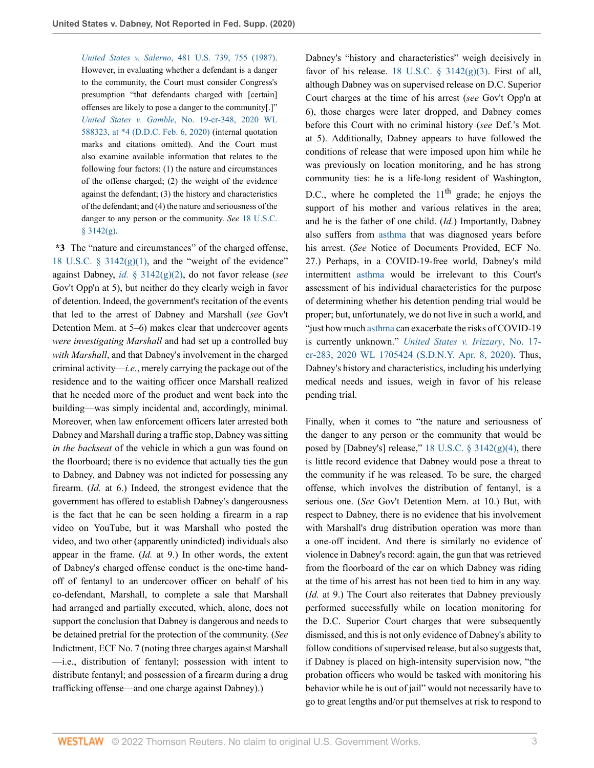> *United States v. Salerno*, 481 U.S. 739, 755 (1987). However, in evaluating whether a defendant is a danger to the community, the Court must consider Congress's presumption "that defendants charged with [certain] offenses are likely to pose a danger to the community[.]" *United States v. Gamble*, No. 19-cr-348, 2020 WL 588323, at *4 (D.D.C. Feb. 6, 2020) (internal quotation marks and citations omitted). And the Court must also examine available information that relates to the following four factors: (1) the nature and circumstances of the offense charged; (2) the weight of the evidence against the defendant; (3) the history and characteristics of the defendant; and (4) the nature and seriousness of the danger to any person or the community. *See* 18 U.S.C. § 3142(g).

**\*3** The "nature and circumstances" of the charged offense, 18 U.S.C. § 3142(g)(1), and the "weight of the evidence" against Dabney, *id.* § 3142(g)(2), do not favor release (*see* Gov't Opp'n at 5), but neither do they clearly weigh in favor of detention. Indeed, the government's recitation of the events that led to the arrest of Dabney and Marshall (*see* Gov't Detention Mem. at 5–6) makes clear that undercover agents *were investigating Marshall* and had set up a controlled buy *with Marshall*, and that Dabney's involvement in the charged criminal activity—*i.e.*, merely carrying the package out of the residence and to the waiting officer once Marshall realized that he needed more of the product and went back into the building—was simply incidental and, accordingly, minimal. Moreover, when law enforcement officers later arrested both Dabney and Marshall during a traffic stop, Dabney was sitting *in the backseat* of the vehicle in which a gun was found on the floorboard; there is no evidence that actually ties the gun to Dabney, and Dabney was not indicted for possessing any firearm. (*Id.* at 6.) Indeed, the strongest evidence that the government has offered to establish Dabney's dangerousness is the fact that he can be seen holding a firearm in a rap video on YouTube, but it was Marshall who posted the video, and two other (apparently unindicted) individuals also appear in the frame. (*Id.* at 9.) In other words, the extent of Dabney's charged offense conduct is the one-time hand-off of fentanyl to an undercover officer on behalf of his co-defendant, Marshall, to complete a sale that Marshall had arranged and partially executed, which, alone, does not support the conclusion that Dabney is dangerous and needs to be detained pretrial for the protection of the community. (*See* Indictment, ECF No. 7 (noting three charges against Marshall —i.e., distribution of fentanyl; possession with intent to distribute fentanyl; and possession of a firearm during a drug trafficking offense—and one charge against Dabney).)

Dabney's "history and characteristics" weigh decisively in favor of his release. 18 U.S.C. § 3142(g)(3). First of all, although Dabney was on supervised release on D.C. Superior Court charges at the time of his arrest (*see* Gov't Opp'n at 6), those charges were later dropped, and Dabney comes before this Court with no criminal history (*see* Def.'s Mot. at 5). Additionally, Dabney appears to have followed the conditions of release that were imposed upon him while he was previously on location monitoring, and he has strong community ties: he is a life-long resident of Washington, D.C., where he completed the 11th grade; he enjoys the support of his mother and various relatives in the area; and he is the father of one child. (*Id.*) Importantly, Dabney also suffers from asthma that was diagnosed years before his arrest. (*See* Notice of Documents Provided, ECF No. 27.) Perhaps, in a COVID-19-free world, Dabney's mild intermittent asthma would be irrelevant to this Court's assessment of his individual characteristics for the purpose of determining whether his detention pending trial would be proper; but, unfortunately, we do not live in such a world, and "just how much asthma can exacerbate the risks of COVID-19 is currently unknown." *United States v. Irizzary*, No. 17-cr-283, 2020 WL 1705424 (S.D.N.Y. Apr. 8, 2020). Thus, Dabney's history and characteristics, including his underlying medical needs and issues, weigh in favor of his release pending trial.

Finally, when it comes to "the nature and seriousness of the danger to any person or the community that would be posed by [Dabney's] release," 18 U.S.C. § 3142(g)(4), there is little record evidence that Dabney would pose a threat to the community if he was released. To be sure, the charged offense, which involves the distribution of fentanyl, is a serious one. (*See* Gov't Detention Mem. at 10.) But, with respect to Dabney, there is no evidence that his involvement with Marshall's drug distribution operation was more than a one-off incident. And there is similarly no evidence of violence in Dabney's record: again, the gun that was retrieved from the floorboard of the car on which Dabney was riding at the time of his arrest has not been tied to him in any way. (*Id.* at 9.) The Court also reiterates that Dabney previously performed successfully while on location monitoring for the D.C. Superior Court charges that were subsequently dismissed, and this is not only evidence of Dabney's ability to follow conditions of supervised release, but also suggests that, if Dabney is placed on high-intensity supervision now, "the probation officers who would be tasked with monitoring his behavior while he is out of jail" would not necessarily have to go to great lengths and/or put themselves at risk to respond to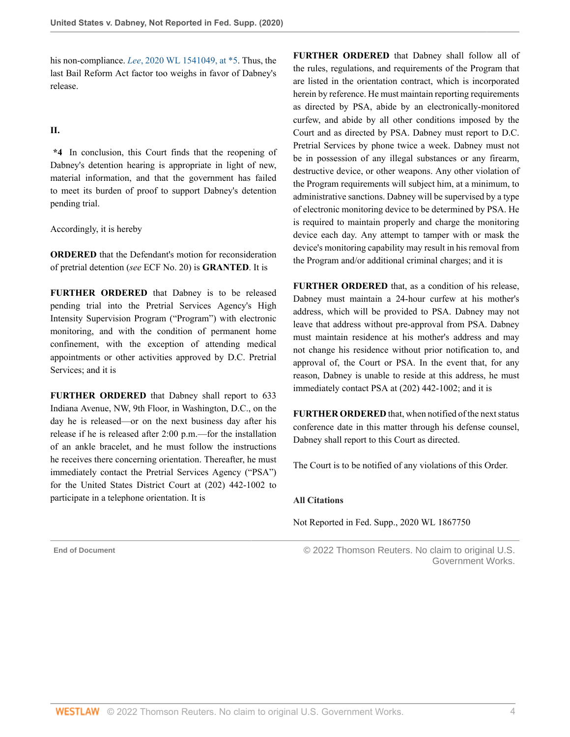his non-compliance. *Lee*, 2020 WL 1541049, at *5. Thus, the last Bail Reform Act factor too weighs in favor of Dabney's release.

## II.

**\*4** In conclusion, this Court finds that the reopening of Dabney's detention hearing is appropriate in light of new, material information, and that the government has failed to meet its burden of proof to support Dabney's detention pending trial.

Accordingly, it is hereby

**ORDERED** that the Defendant's motion for reconsideration of pretrial detention (*see* ECF No. 20) is **GRANTED**. It is

**FURTHER ORDERED** that Dabney is to be released pending trial into the Pretrial Services Agency's High Intensity Supervision Program ("Program") with electronic monitoring, and with the condition of permanent home confinement, with the exception of attending medical appointments or other activities approved by D.C. Pretrial Services; and it is

**FURTHER ORDERED** that Dabney shall report to 633 Indiana Avenue, NW, 9th Floor, in Washington, D.C., on the day he is released—or on the next business day after his release if he is released after 2:00 p.m.—for the installation of an ankle bracelet, and he must follow the instructions he receives there concerning orientation. Thereafter, he must immediately contact the Pretrial Services Agency ("PSA") for the United States District Court at (202) 442-1002 to participate in a telephone orientation. It is

**FURTHER ORDERED** that Dabney shall follow all of the rules, regulations, and requirements of the Program that are listed in the orientation contract, which is incorporated herein by reference. He must maintain reporting requirements as directed by PSA, abide by an electronically-monitored curfew, and abide by all other conditions imposed by the Court and as directed by PSA. Dabney must report to D.C. Pretrial Services by phone twice a week. Dabney must not be in possession of any illegal substances or any firearm, destructive device, or other weapons. Any other violation of the Program requirements will subject him, at a minimum, to administrative sanctions. Dabney will be supervised by a type of electronic monitoring device to be determined by PSA. He is required to maintain properly and charge the monitoring device each day. Any attempt to tamper with or mask the device's monitoring capability may result in his removal from the Program and/or additional criminal charges; and it is

**FURTHER ORDERED** that, as a condition of his release, Dabney must maintain a 24-hour curfew at his mother's address, which will be provided to PSA. Dabney may not leave that address without pre-approval from PSA. Dabney must maintain residence at his mother's address and may not change his residence without prior notification to, and approval of, the Court or PSA. In the event that, for any reason, Dabney is unable to reside at this address, he must immediately contact PSA at (202) 442-1002; and it is

**FURTHER ORDERED** that, when notified of the next status conference date in this matter through his defense counsel, Dabney shall report to this Court as directed.

The Court is to be notified of any violations of this Order.

**All Citations**

Not Reported in Fed. Supp., 2020 WL 1867750